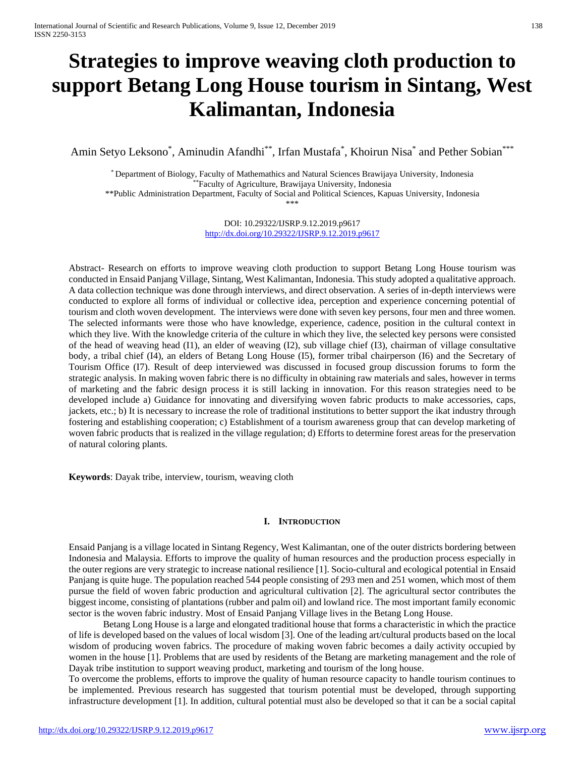# Strategies to improve weaving cloth production to support Betang Long House tourism in Sintang, West Kalimantan, Indonesia

Amin Setyo Leksono[*], Aminudin Afandhi[**], Irfan Mustafa[*], Khoirun Nisa[*] and Pether Sobian[***]

[*] Department of Biology, Faculty of Mathemathics and Natural Sciences Brawijaya University, Indonesia
[**]Faculty of Agriculture, Brawijaya University, Indonesia
**Public Administration Department, Faculty of Social and Political Sciences, Kapuas University, Indonesia
***

DOI: 10.29322/IJSRP.9.12.2019.p9617
http://dx.doi.org/10.29322/IJSRP.9.12.2019.p9617

Abstract- Research on efforts to improve weaving cloth production to support Betang Long House tourism was conducted in Ensaid Panjang Village, Sintang, West Kalimantan, Indonesia. This study adopted a qualitative approach. A data collection technique was done through interviews, and direct observation. A series of in-depth interviews were conducted to explore all forms of individual or collective idea, perception and experience concerning potential of tourism and cloth woven development. The interviews were done with seven key persons, four men and three women. The selected informants were those who have knowledge, experience, cadence, position in the cultural context in which they live. With the knowledge criteria of the culture in which they live, the selected key persons were consisted of the head of weaving head (I1), an elder of weaving (I2), sub village chief (I3), chairman of village consultative body, a tribal chief (I4), an elders of Betang Long House (I5), former tribal chairperson (I6) and the Secretary of Tourism Office (I7). Result of deep interviewed was discussed in focused group discussion forums to form the strategic analysis. In making woven fabric there is no difficulty in obtaining raw materials and sales, however in terms of marketing and the fabric design process it is still lacking in innovation. For this reason strategies need to be developed include a) Guidance for innovating and diversifying woven fabric products to make accessories, caps, jackets, etc.; b) It is necessary to increase the role of traditional institutions to better support the ikat industry through fostering and establishing cooperation; c) Establishment of a tourism awareness group that can develop marketing of woven fabric products that is realized in the village regulation; d) Efforts to determine forest areas for the preservation of natural coloring plants.

**Keywords**: Dayak tribe, interview, tourism, weaving cloth

## I. Introduction

Ensaid Panjang is a village located in Sintang Regency, West Kalimantan, one of the outer districts bordering between Indonesia and Malaysia. Efforts to improve the quality of human resources and the production process especially in the outer regions are very strategic to increase national resilience [1]. Socio-cultural and ecological potential in Ensaid Panjang is quite huge. The population reached 544 people consisting of 293 men and 251 women, which most of them pursue the field of woven fabric production and agricultural cultivation [2]. The agricultural sector contributes the biggest income, consisting of plantations (rubber and palm oil) and lowland rice. The most important family economic sector is the woven fabric industry. Most of Ensaid Panjang Village lives in the Betang Long House.

Betang Long House is a large and elongated traditional house that forms a characteristic in which the practice of life is developed based on the values of local wisdom [3]. One of the leading art/cultural products based on the local wisdom of producing woven fabrics. The procedure of making woven fabric becomes a daily activity occupied by women in the house [1]. Problems that are used by residents of the Betang are marketing management and the role of Dayak tribe institution to support weaving product, marketing and tourism of the long house.

To overcome the problems, efforts to improve the quality of human resource capacity to handle tourism continues to be implemented. Previous research has suggested that tourism potential must be developed, through supporting infrastructure development [1]. In addition, cultural potential must also be developed so that it can be a social capital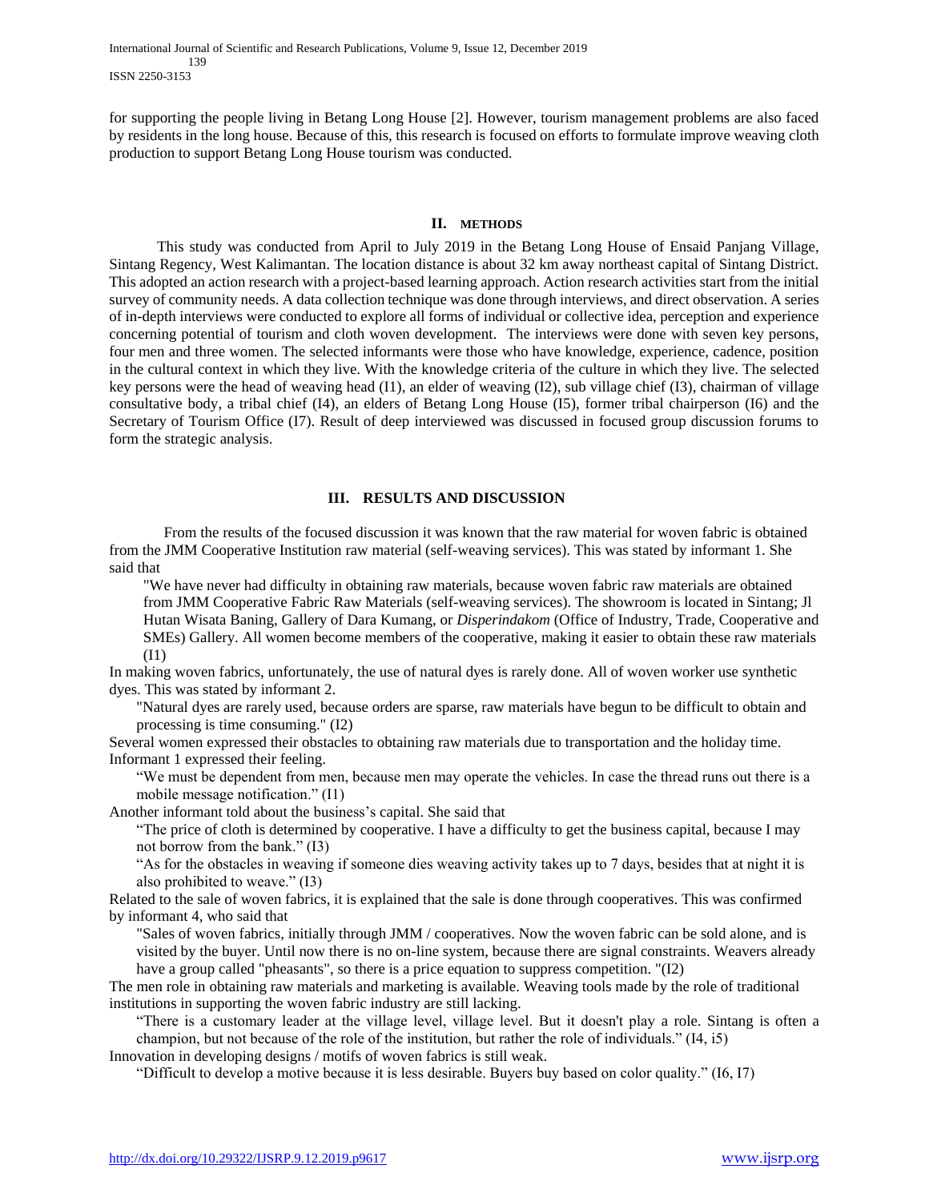for supporting the people living in Betang Long House [2]. However, tourism management problems are also faced by residents in the long house. Because of this, this research is focused on efforts to formulate improve weaving cloth production to support Betang Long House tourism was conducted.

## II. METHODS

This study was conducted from April to July 2019 in the Betang Long House of Ensaid Panjang Village, Sintang Regency, West Kalimantan. The location distance is about 32 km away northeast capital of Sintang District. This adopted an action research with a project-based learning approach. Action research activities start from the initial survey of community needs. A data collection technique was done through interviews, and direct observation. A series of in-depth interviews were conducted to explore all forms of individual or collective idea, perception and experience concerning potential of tourism and cloth woven development. The interviews were done with seven key persons, four men and three women. The selected informants were those who have knowledge, experience, cadence, position in the cultural context in which they live. With the knowledge criteria of the culture in which they live. The selected key persons were the head of weaving head (I1), an elder of weaving (I2), sub village chief (I3), chairman of village consultative body, a tribal chief (I4), an elders of Betang Long House (I5), former tribal chairperson (I6) and the Secretary of Tourism Office (I7). Result of deep interviewed was discussed in focused group discussion forums to form the strategic analysis.

## III. RESULTS AND DISCUSSION

From the results of the focused discussion it was known that the raw material for woven fabric is obtained from the JMM Cooperative Institution raw material (self-weaving services). This was stated by informant 1. She said that

> "We have never had difficulty in obtaining raw materials, because woven fabric raw materials are obtained from JMM Cooperative Fabric Raw Materials (self-weaving services). The showroom is located in Sintang; Jl Hutan Wisata Baning, Gallery of Dara Kumang, or *Disperindakom* (Office of Industry, Trade, Cooperative and SMEs) Gallery. All women become members of the cooperative, making it easier to obtain these raw materials (I1)

In making woven fabrics, unfortunately, the use of natural dyes is rarely done. All of woven worker use synthetic dyes. This was stated by informant 2.

> "Natural dyes are rarely used, because orders are sparse, raw materials have begun to be difficult to obtain and processing is time consuming." (I2)

Several women expressed their obstacles to obtaining raw materials due to transportation and the holiday time. Informant 1 expressed their feeling.

> "We must be dependent from men, because men may operate the vehicles. In case the thread runs out there is a mobile message notification." (I1)

Another informant told about the business's capital. She said that

> "The price of cloth is determined by cooperative. I have a difficulty to get the business capital, because I may not borrow from the bank." (I3)
>
> "As for the obstacles in weaving if someone dies weaving activity takes up to 7 days, besides that at night it is also prohibited to weave." (I3)

Related to the sale of woven fabrics, it is explained that the sale is done through cooperatives. This was confirmed by informant 4, who said that

> "Sales of woven fabrics, initially through JMM / cooperatives. Now the woven fabric can be sold alone, and is visited by the buyer. Until now there is no on-line system, because there are signal constraints. Weavers already have a group called "pheasants", so there is a price equation to suppress competition. "(I2)

The men role in obtaining raw materials and marketing is available. Weaving tools made by the role of traditional institutions in supporting the woven fabric industry are still lacking.

> "There is a customary leader at the village level, village level. But it doesn't play a role. Sintang is often a champion, but not because of the role of the institution, but rather the role of individuals." (I4, i5)

Innovation in developing designs / motifs of woven fabrics is still weak.

> "Difficult to develop a motive because it is less desirable. Buyers buy based on color quality." (I6, I7)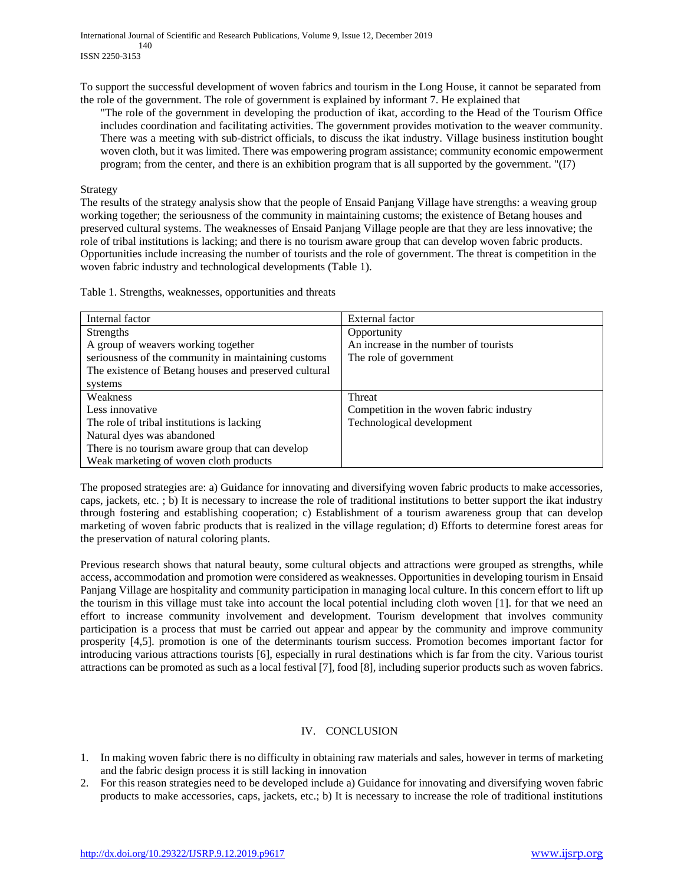To support the successful development of woven fabrics and tourism in the Long House, it cannot be separated from the role of the government. The role of government is explained by informant 7. He explained that

> "The role of the government in developing the production of ikat, according to the Head of the Tourism Office includes coordination and facilitating activities. The government provides motivation to the weaver community. There was a meeting with sub-district officials, to discuss the ikat industry. Village business institution bought woven cloth, but it was limited. There was empowering program assistance; community economic empowerment program; from the center, and there is an exhibition program that is all supported by the government. "(I7)

Strategy

The results of the strategy analysis show that the people of Ensaid Panjang Village have strengths: a weaving group working together; the seriousness of the community in maintaining customs; the existence of Betang houses and preserved cultural systems. The weaknesses of Ensaid Panjang Village people are that they are less innovative; the role of tribal institutions is lacking; and there is no tourism aware group that can develop woven fabric products. Opportunities include increasing the number of tourists and the role of government. The threat is competition in the woven fabric industry and technological developments (Table 1).

Table 1. Strengths, weaknesses, opportunities and threats

| Internal factor | External factor |
|---|---|
| Strengths<br>A group of weavers working together<br>seriousness of the community in maintaining customs<br>The existence of Betang houses and preserved cultural systems | Opportunity<br>An increase in the number of tourists<br>The role of government |
| Weakness<br>Less innovative<br>The role of tribal institutions is lacking<br>Natural dyes was abandoned<br>There is no tourism aware group that can develop<br>Weak marketing of woven cloth products | Threat<br>Competition in the woven fabric industry<br>Technological development |

The proposed strategies are: a) Guidance for innovating and diversifying woven fabric products to make accessories, caps, jackets, etc. ; b) It is necessary to increase the role of traditional institutions to better support the ikat industry through fostering and establishing cooperation; c) Establishment of a tourism awareness group that can develop marketing of woven fabric products that is realized in the village regulation; d) Efforts to determine forest areas for the preservation of natural coloring plants.

Previous research shows that natural beauty, some cultural objects and attractions were grouped as strengths, while access, accommodation and promotion were considered as weaknesses. Opportunities in developing tourism in Ensaid Panjang Village are hospitality and community participation in managing local culture. In this concern effort to lift up the tourism in this village must take into account the local potential including cloth woven [1]. for that we need an effort to increase community involvement and development. Tourism development that involves community participation is a process that must be carried out appear and appear by the community and improve community prosperity [4,5]. promotion is one of the determinants tourism success. Promotion becomes important factor for introducing various attractions tourists [6], especially in rural destinations which is far from the city. Various tourist attractions can be promoted as such as a local festival [7], food [8], including superior products such as woven fabrics.

## IV. CONCLUSION

1. In making woven fabric there is no difficulty in obtaining raw materials and sales, however in terms of marketing and the fabric design process it is still lacking in innovation
2. For this reason strategies need to be developed include a) Guidance for innovating and diversifying woven fabric products to make accessories, caps, jackets, etc.; b) It is necessary to increase the role of traditional institutions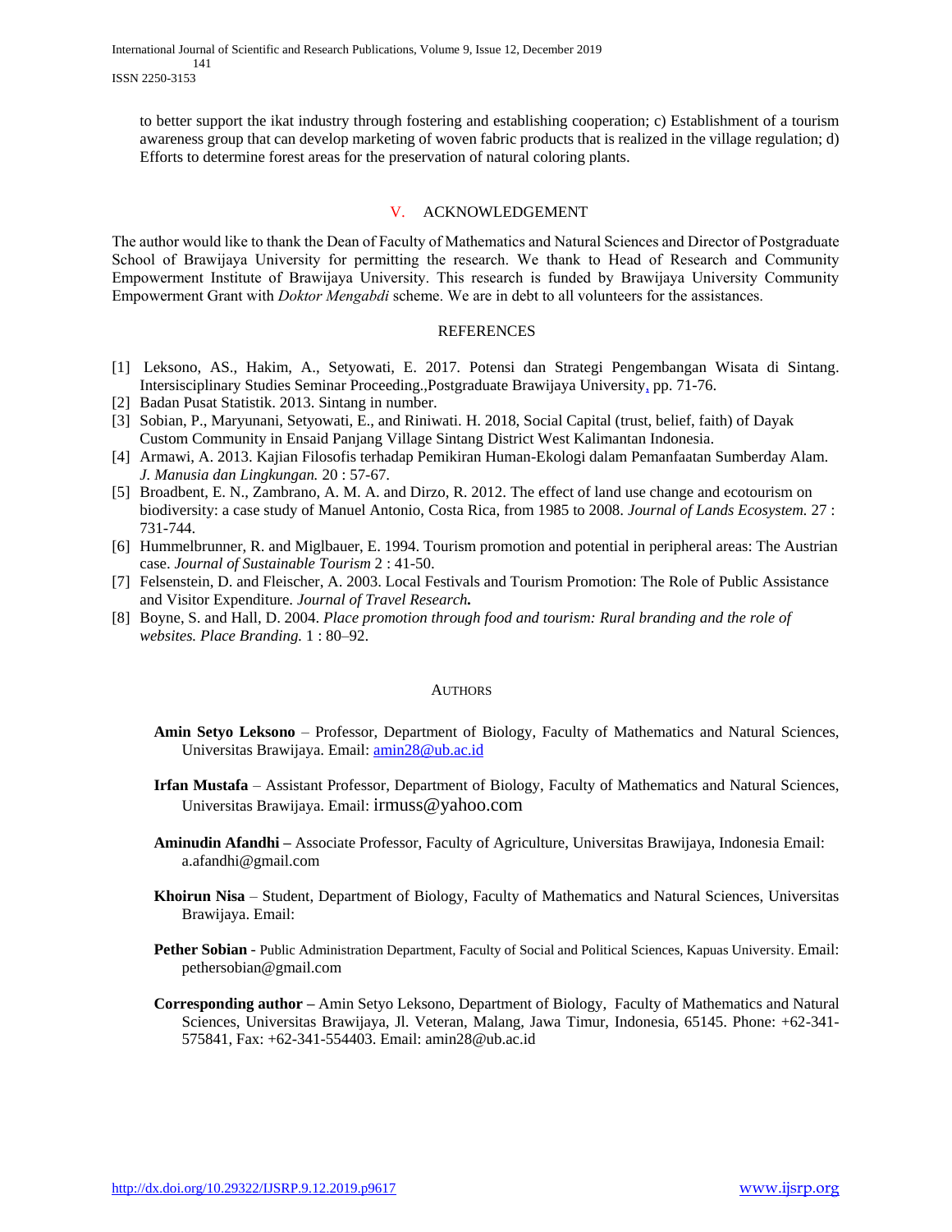to better support the ikat industry through fostering and establishing cooperation; c) Establishment of a tourism awareness group that can develop marketing of woven fabric products that is realized in the village regulation; d) Efforts to determine forest areas for the preservation of natural coloring plants.

## V. ACKNOWLEDGEMENT

The author would like to thank the Dean of Faculty of Mathematics and Natural Sciences and Director of Postgraduate School of Brawijaya University for permitting the research. We thank to Head of Research and Community Empowerment Institute of Brawijaya University. This research is funded by Brawijaya University Community Empowerment Grant with *Doktor Mengabdi* scheme. We are in debt to all volunteers for the assistances.

## REFERENCES

[1] Leksono, AS., Hakim, A., Setyowati, E. 2017. Potensi dan Strategi Pengembangan Wisata di Sintang. Intersisciplinary Studies Seminar Proceeding.,Postgraduate Brawijaya University, pp. 71-76.

[2] Badan Pusat Statistik. 2013. Sintang in number.

[3] Sobian, P., Maryunani, Setyowati, E., and Riniwati. H. 2018, Social Capital (trust, belief, faith) of Dayak Custom Community in Ensaid Panjang Village Sintang District West Kalimantan Indonesia.

[4] Armawi, A. 2013. Kajian Filosofis terhadap Pemikiran Human-Ekologi dalam Pemanfaatan Sumberday Alam. *J. Manusia dan Lingkungan.* 20 : 57-67.

[5] Broadbent, E. N., Zambrano, A. M. A. and Dirzo, R. 2012. The effect of land use change and ecotourism on biodiversity: a case study of Manuel Antonio, Costa Rica, from 1985 to 2008. *Journal of Lands Ecosystem.* 27 : 731-744.

[6] Hummelbrunner, R. and Miglbauer, E. 1994. Tourism promotion and potential in peripheral areas: The Austrian case. *Journal of Sustainable Tourism* 2 : 41-50.

[7] Felsenstein, D. and Fleischer, A. 2003. Local Festivals and Tourism Promotion: The Role of Public Assistance and Visitor Expenditure. *Journal of Travel Research.*

[8] Boyne, S. and Hall, D. 2004. *Place promotion through food and tourism: Rural branding and the role of websites. Place Branding.* 1 : 80–92.

## AUTHORS

**Amin Setyo Leksono** – Professor, Department of Biology, Faculty of Mathematics and Natural Sciences, Universitas Brawijaya. Email: amin28@ub.ac.id

**Irfan Mustafa** – Assistant Professor, Department of Biology, Faculty of Mathematics and Natural Sciences, Universitas Brawijaya. Email: irmuss@yahoo.com

**Aminudin Afandhi –** Associate Professor, Faculty of Agriculture, Universitas Brawijaya, Indonesia Email: a.afandhi@gmail.com

**Khoirun Nisa** – Student, Department of Biology, Faculty of Mathematics and Natural Sciences, Universitas Brawijaya. Email:

**Pether Sobian** - Public Administration Department, Faculty of Social and Political Sciences, Kapuas University. Email: pethersobian@gmail.com

**Corresponding author –** Amin Setyo Leksono, Department of Biology, Faculty of Mathematics and Natural Sciences, Universitas Brawijaya, Jl. Veteran, Malang, Jawa Timur, Indonesia, 65145. Phone: +62-341-575841, Fax: +62-341-554403. Email: amin28@ub.ac.id